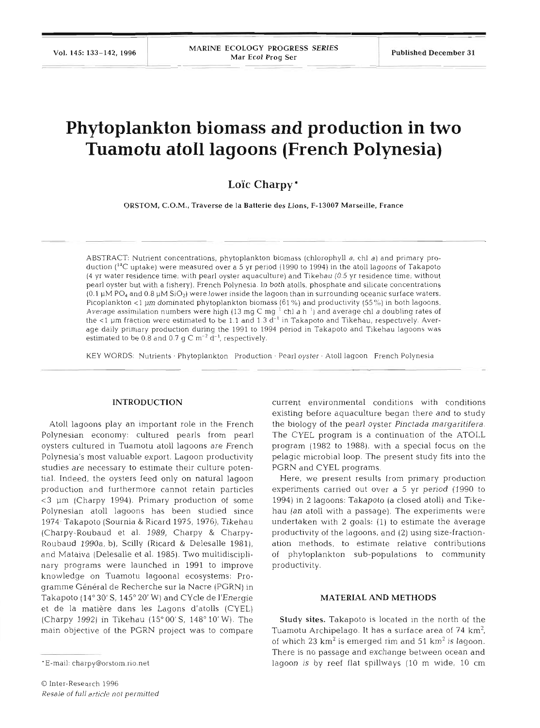# Phytoplankton biomass and production in two Tuamotu atoll lagoons (French Polynesia)

**Loïc Charpy***

ORSTOM, C.O.M., Traverse de la Batterie des Lions, F-13007 Marseille, France

ABSTRACT: Nutrient concentrations, phytoplankton biomass (chlorophyll *a*, chl *a*) and primary production ($^{14}C$ uptake) were measured over a 5 yr period (1990 to 1994) in the atoll lagoons of Takapoto (4 yr water residence time; with pearl oyster aquaculture) and Tikehau (0.5 yr residence time; without pearl oyster but with a fishery), French Polynesia. In both atolls, phosphate and silicate concentrations (0.1 µM $PO_4$ and 0.8 µM $SiO_2$) were lower inside the lagoon than in surrounding oceanic surface waters. Picoplankton <1 µm dominated phytoplankton biomass (61%) and productivity (55%) in both lagoons. Average assimilation numbers were high (13 mg C $mg^{-1}$ chl a $h^{-1}$) and average chl *a* doubling rates of the <1 µm fraction were estimated to be 1.1 and 1.3 $d^{-1}$ in Takapoto and Tikehau, respectively. Average daily primary production during the 1991 to 1994 period in Takapoto and Tikehau lagoons was estimated to be 0.8 and 0.7 g C $m^{-2}$ $d^{-1}$, respectively.

KEY WORDS: Nutrients · Phytoplankton · Production · Pearl oyster · Atoll lagoon · French Polynesia

## INTRODUCTION

Atoll lagoons play an important role in the French Polynesian economy: cultured pearls from pearl oysters cultured in Tuamotu atoll lagoons are French Polynesia's most valuable export. Lagoon productivity studies are necessary to estimate their culture potential. Indeed, the oysters feed only on natural lagoon production and furthermore cannot retain particles <3 µm (Charpy 1994). Primary production of some Polynesian atoll lagoons has been studied since 1974: Takapoto (Sournia & Ricard 1975, 1976), Tikehau (Charpy-Roubaud et al. 1989, Charpy & Charpy-Roubaud 1990a, b), Scilly (Ricard & Delesalle 1981), and Mataiva (Delesalle et al. 1985). Two multidisciplinary programs were launched in 1991 to improve knowledge on Tuamotu lagoonal ecosystems: Programme Général de Recherche sur la Nacre (PGRN) in Takapoto (14° 30' S, 145° 20' W) and CYcle de l'Energie et de la matière dans les Lagons d'atolls (CYEL) (Charpy 1992) in Tikehau (15° 00' S, 148° 10' W). The main objective of the PGRN project was to compare current environmental conditions with conditions existing before aquaculture began there and to study the biology of the pearl oyster *Pinctada margaritifera*. The CYEL program is a continuation of the ATOLL program (1982 to 1988), with a special focus on the pelagic microbial loop. The present study fits into the PGRN and CYEL programs.

Here, we present results from primary production experiments carried out over a 5 yr period (1990 to 1994) in 2 lagoons: Takapoto (a closed atoll) and Tikehau (an atoll with a passage). The experiments were undertaken with 2 goals: (1) to estimate the average productivity of the lagoons, and (2) using size-fractionation methods, to estimate relative contributions of phytoplankton sub-populations to community productivity.

## MATERIAL AND METHODS

**Study sites.** Takapoto is located in the north of the Tuamotu Archipelago. It has a surface area of 74 $km^2$, of which 23 $km^2$ is emerged rim and 51 $km^2$ is lagoon. There is no passage and exchange between ocean and lagoon is by reef flat spillways (10 m wide, 10 cm

*E-mail: charpy@orstom.rio.net

© Inter-Research 1996
*Resale of full article not permitted*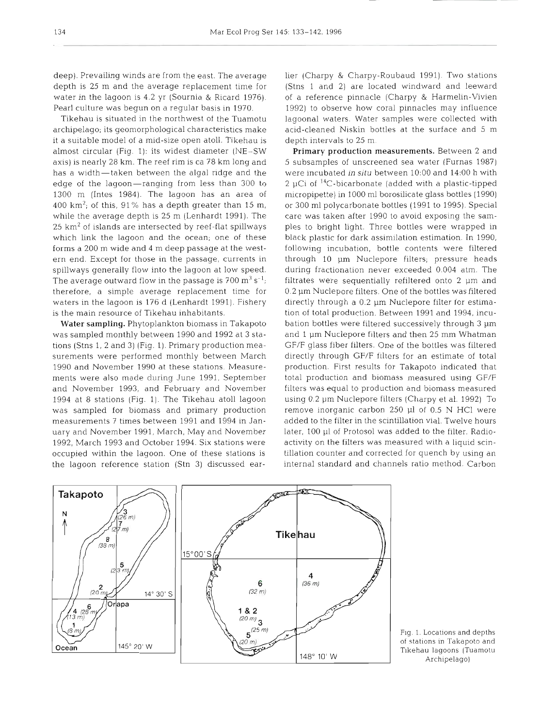deep). Prevailing winds are from the east. The average depth is 25 m and the average replacement time for water in the lagoon is 4.2 yr (Sournia & Ricard 1976). Pearl culture was begun on a regular basis in 1970.

Tikehau is situated in the northwest of the Tuamotu archipelago; its geomorphological characteristics make it a suitable model of a mid-size open atoll. Tikehau is almost circular (Fig. 1): its widest diameter (NE–SW axis) is nearly 28 km. The reef rim is ca 78 km long and has a width—taken between the algal ridge and the edge of the lagoon—ranging from less than 300 to 1300 m (Intes 1984). The lagoon has an area of 400 $km^2$; of this, 91% has a depth greater than 15 m, while the average depth is 25 m (Lenhardt 1991). The 25 $km^2$ of islands are intersected by reef-flat spillways which link the lagoon and the ocean; one of these forms a 200 m wide and 4 m deep passage at the western end. Except for those in the passage, currents in spillways generally flow into the lagoon at low speed. The average outward flow in the passage is 700 $m^3\ s^{-1}$; therefore, a simple average replacement time for waters in the lagoon is 176 d (Lenhardt 1991). Fishery is the main resource of Tikehau inhabitants.

**Water sampling.** Phytoplankton biomass in Takapoto was sampled monthly between 1990 and 1992 at 3 stations (Stns 1, 2 and 3) (Fig. 1). Primary production measurements were performed monthly between March 1990 and November 1990 at these stations. Measurements were also made during June 1991, September and November 1993, and February and November 1994 at 8 stations (Fig. 1). The Tikehau atoll lagoon was sampled for biomass and primary production measurements 7 times between 1991 and 1994 in January and November 1991, March, May and November 1992, March 1993 and October 1994. Six stations were occupied within the lagoon. One of these stations is the lagoon reference station (Stn 3) discussed earlier (Charpy & Charpy-Roubaud 1991). Two stations (Stns 1 and 2) are located windward and leeward of a reference pinnacle (Charpy & Harmelin-Vivien 1992) to observe how coral pinnacles may influence lagoonal waters. Water samples were collected with acid-cleaned Niskin bottles at the surface and 5 m depth intervals to 25 m.

**Primary production measurements.** Between 2 and 5 subsamples of unscreened sea water (Furnas 1987) were incubated *in situ* between 10:00 and 14:00 h with 2 µCi of $^{14}C$-bicarbonate (added with a plastic-tipped micropipette) in 1000 ml borosilicate glass bottles (1990) or 300 ml polycarbonate bottles (1991 to 1995). Special care was taken after 1990 to avoid exposing the samples to bright light. Three bottles were wrapped in black plastic for dark assimilation estimation. In 1990, following incubation, bottle contents were filtered through 10 µm Nuclepore filters; pressure heads during fractionation never exceeded 0.004 atm. The filtrates were sequentially refiltered onto 2 µm and 0.2 µm Nuclepore filters. One of the bottles was filtered directly through a 0.2 µm Nuclepore filter for estimation of total production. Between 1991 and 1994, incubation bottles were filtered successively through 3 µm and 1 µm Nuclepore filters and then 25 mm Whatman GF/F glass fiber filters. One of the bottles was filtered directly through GF/F filters for an estimate of total production. First results for Takapoto indicated that total production and biomass measured using GF/F filters was equal to production and biomass measured using 0.2 µm Nuclepore filters (Charpy et al. 1992). To remove inorganic carbon 250 µl of 0.5 N HCl were added to the filter in the scintillation vial. Twelve hours later, 100 µl of Protosol was added to the filter. Radioactivity on the filters was measured with a liquid scintillation counter and corrected for quench by using an internal standard and channels ratio method. Carbon

Fig. 1. Locations and depths of stations in Takapoto and Tikehau lagoons (Tuamotu Archipelago)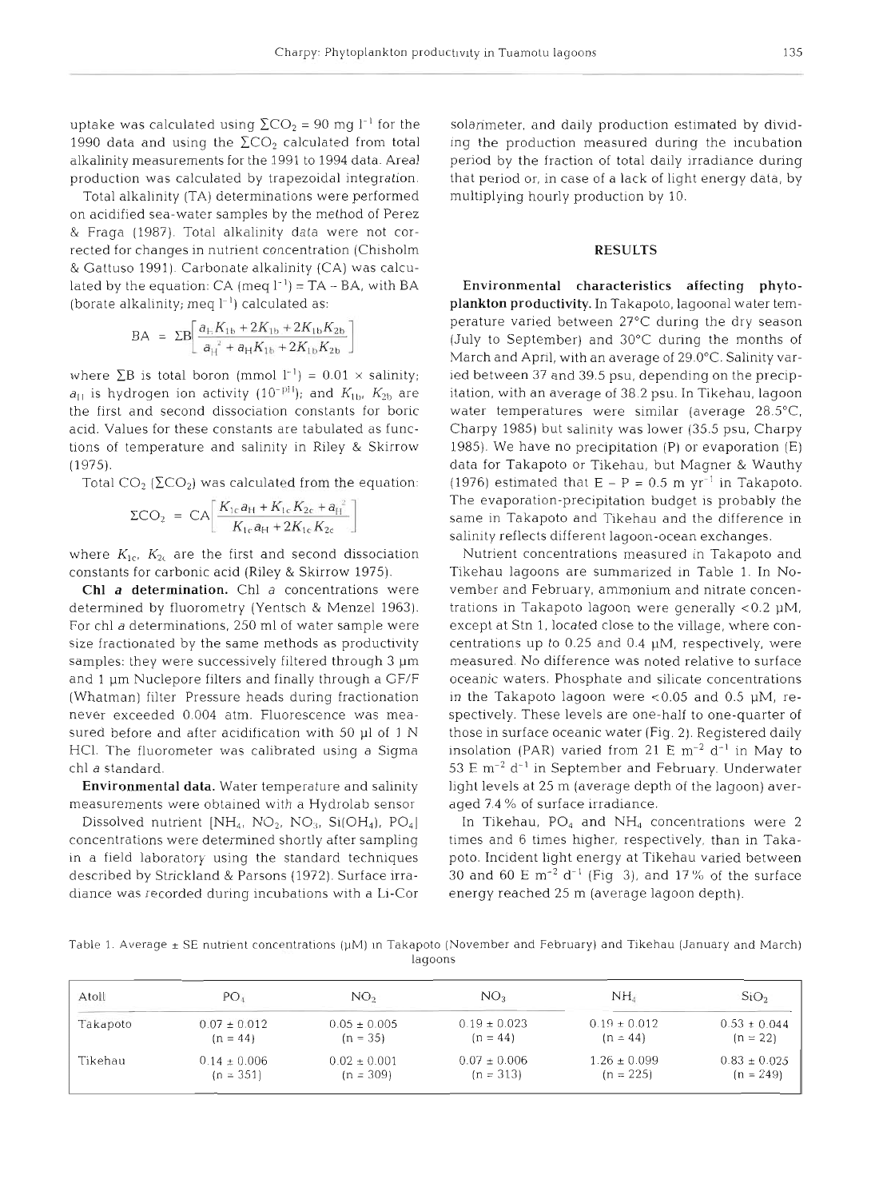uptake was calculated using $\Sigma CO_2$ = 90 mg $l^{-1}$ for the 1990 data and using the $\Sigma CO_2$ calculated from total alkalinity measurements for the 1991 to 1994 data. Areal production was calculated by trapezoidal integration.

Total alkalinity (TA) determinations were performed on acidified sea-water samples by the method of Perez & Fraga (1987). Total alkalinity data were not corrected for changes in nutrient concentration (Chisholm & Gattuso 1991). Carbonate alkalinity (CA) was calculated by the equation: CA (meq $l^{-1}$) = TA – BA, with BA (borate alkalinity; meq $l^{-1}$) calculated as:

$$BA = \Sigma B\left[\frac{a_H K_{1b} + 2K_{1b} + 2K_{1b}K_{2b}}{a_H^2 + a_H K_{1b} + 2K_{1b}K_{2b}}\right]$$

where $\Sigma B$ is total boron (mmol $l^{-1}$) = 0.01 × salinity; $a_H$ is hydrogen ion activity ($10^{-pH}$); and $K_{1b}$, $K_{2b}$ are the first and second dissociation constants for boric acid. Values for these constants are tabulated as functions of temperature and salinity in Riley & Skirrow (1975).

Total $CO_2$ ($\Sigma CO_2$) was calculated from the equation:

$$\Sigma CO_2 = CA\left[\frac{K_{1c}a_H + K_{1c}K_{2c} + a_H^2}{K_{1c}a_H + 2K_{1c}K_{2c}}\right]$$

where $K_{1c}$, $K_{2c}$ are the first and second dissociation constants for carbonic acid (Riley & Skirrow 1975).

**Chl *a* determination.** Chl *a* concentrations were determined by fluorometry (Yentsch & Menzel 1963). For chl *a* determinations, 250 ml of water sample were size fractionated by the same methods as productivity samples: they were successively filtered through 3 µm and 1 µm Nuclepore filters and finally through a GF/F (Whatman) filter. Pressure heads during fractionation never exceeded 0.004 atm. Fluorescence was measured before and after acidification with 50 µl of 1 N HCl. The fluorometer was calibrated using a Sigma chl *a* standard.

**Environmental data.** Water temperature and salinity measurements were obtained with a Hydrolab sensor.

Dissolved nutrient [$NH_4$, $NO_2$, $NO_3$, $Si(OH)_4$, $PO_4$] concentrations were determined shortly after sampling in a field laboratory using the standard techniques described by Strickland & Parsons (1972). Surface irradiance was recorded during incubations with a Li-Cor solarimeter, and daily production estimated by dividing the production measured during the incubation period by the fraction of total daily irradiance during that period or, in case of a lack of light energy data, by multiplying hourly production by 10.

## RESULTS

**Environmental characteristics affecting phytoplankton productivity.** In Takapoto, lagoonal water temperature varied between 27°C during the dry season (July to September) and 30°C during the months of March and April, with an average of 29.0°C. Salinity varied between 37 and 39.5 psu, depending on the precipitation, with an average of 38.2 psu. In Tikehau, lagoon water temperatures were similar (average 28.5°C, Charpy 1985) but salinity was lower (35.5 psu, Charpy 1985). We have no precipitation (P) or evaporation (E) data for Takapoto or Tikehau, but Magner & Wauthy (1976) estimated that E – P = 0.5 m $yr^{-1}$ in Takapoto. The evaporation-precipitation budget is probably the same in Takapoto and Tikehau and the difference in salinity reflects different lagoon-ocean exchanges.

Nutrient concentrations measured in Takapoto and Tikehau lagoons are summarized in Table 1. In November and February, ammonium and nitrate concentrations in Takapoto lagoon were generally <0.2 µM, except at Stn 1, located close to the village, where concentrations up to 0.25 and 0.4 µM, respectively, were measured. No difference was noted relative to surface oceanic waters. Phosphate and silicate concentrations in the Takapoto lagoon were <0.05 and 0.5 µM, respectively. These levels are one-half to one-quarter of those in surface oceanic water (Fig. 2). Registered daily insolation (PAR) varied from 21 E $m^{-2}$ $d^{-1}$ in May to 53 E $m^{-2}$ $d^{-1}$ in September and February. Underwater light levels at 25 m (average depth of the lagoon) averaged 7.4% of surface irradiance.

In Tikehau, $PO_4$ and $NH_4$ concentrations were 2 times and 6 times higher, respectively, than in Takapoto. Incident light energy at Tikehau varied between 30 and 60 E $m^{-2}$ $d^{-1}$ (Fig. 3), and 17% of the surface energy reached 25 m (average lagoon depth).

Table 1. Average ± SE nutrient concentrations (µM) in Takapoto (November and February) and Tikehau (January and March) lagoons

| Atoll | $PO_4$ | $NO_2$ | $NO_3$ | $NH_4$ | $SiO_2$ |
|---|---|---|---|---|---|
| Takapoto | 0.07 ± 0.012 (n = 44) | 0.05 ± 0.005 (n = 35) | 0.19 ± 0.023 (n = 44) | 0.19 ± 0.012 (n = 44) | 0.53 ± 0.044 (n = 22) |
| Tikehau | 0.14 ± 0.006 (n = 351) | 0.02 ± 0.001 (n = 309) | 0.07 ± 0.006 (n = 313) | 1.26 ± 0.099 (n = 225) | 0.83 ± 0.025 (n = 249) |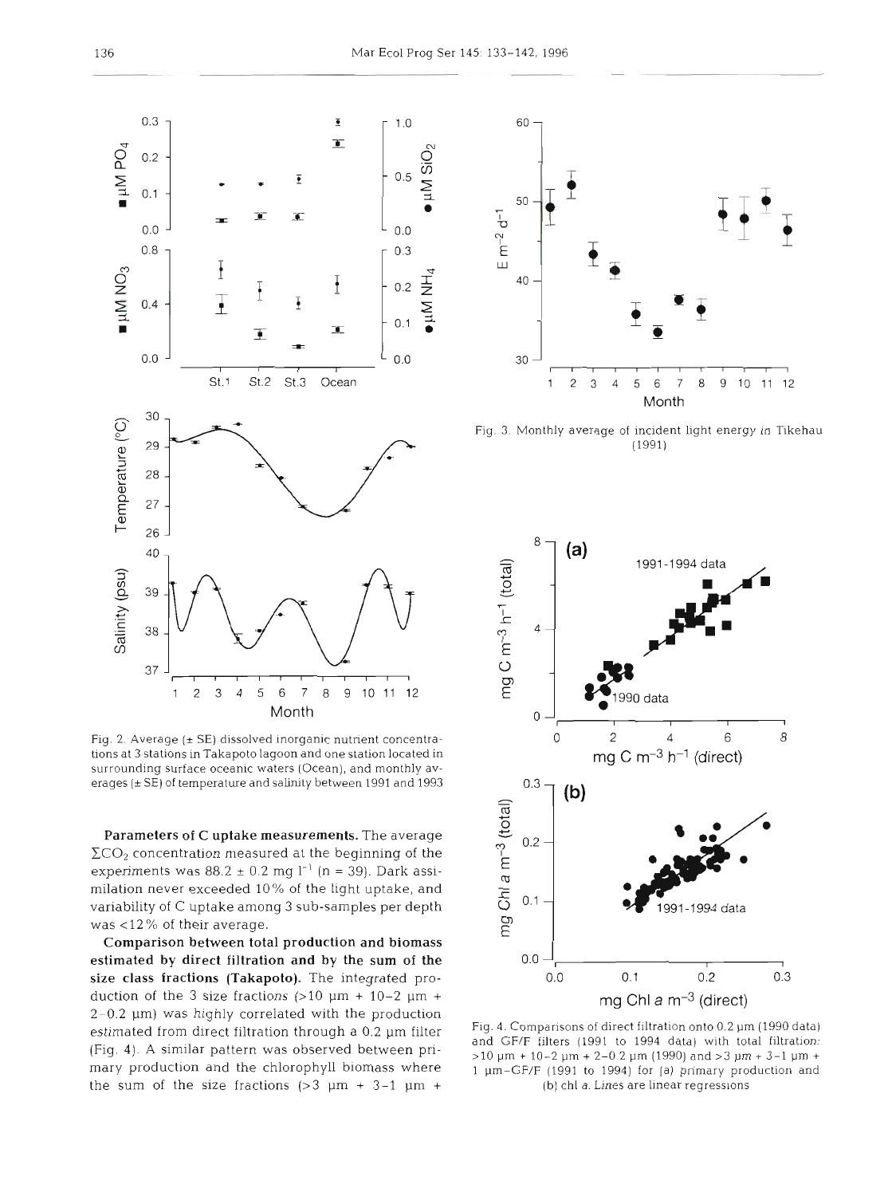Fig. 2. Average (± SE) dissolved inorganic nutrient concentrations at 3 stations in Takapoto lagoon and one station located in surrounding surface oceanic waters (Ocean), and monthly averages (± SE) of temperature and salinity between 1991 and 1993

Fig. 3. Monthly average of incident light energy in Tikehau (1991)

Fig. 4. Comparisons of direct filtration onto 0.2 µm (1990 data) and GF/F filters (1991 to 1994 data) with total filtration: >10 µm + 10–2 µm + 2–0.2 µm (1990) and >3 µm + 3–1 µm + 1 µm–GF/F (1991 to 1994) for (a) primary production and (b) chl *a*. Lines are linear regressions

**Parameters of C uptake measurements.** The average $\Sigma CO_2$ concentration measured at the beginning of the experiments was $88.2 \pm 0.2$ mg $l^{-1}$ (n = 39). Dark assimilation never exceeded 10% of the light uptake, and variability of C uptake among 3 sub-samples per depth was <12% of their average.

**Comparison between total production and biomass estimated by direct filtration and by the sum of the size class fractions (Takapoto).** The integrated production of the 3 size fractions (>10 µm + 10–2 µm + 2–0.2 µm) was highly correlated with the production estimated from direct filtration through a 0.2 µm filter (Fig. 4). A similar pattern was observed between primary production and the chlorophyll biomass where the sum of the size fractions (>3 µm + 3–1 µm +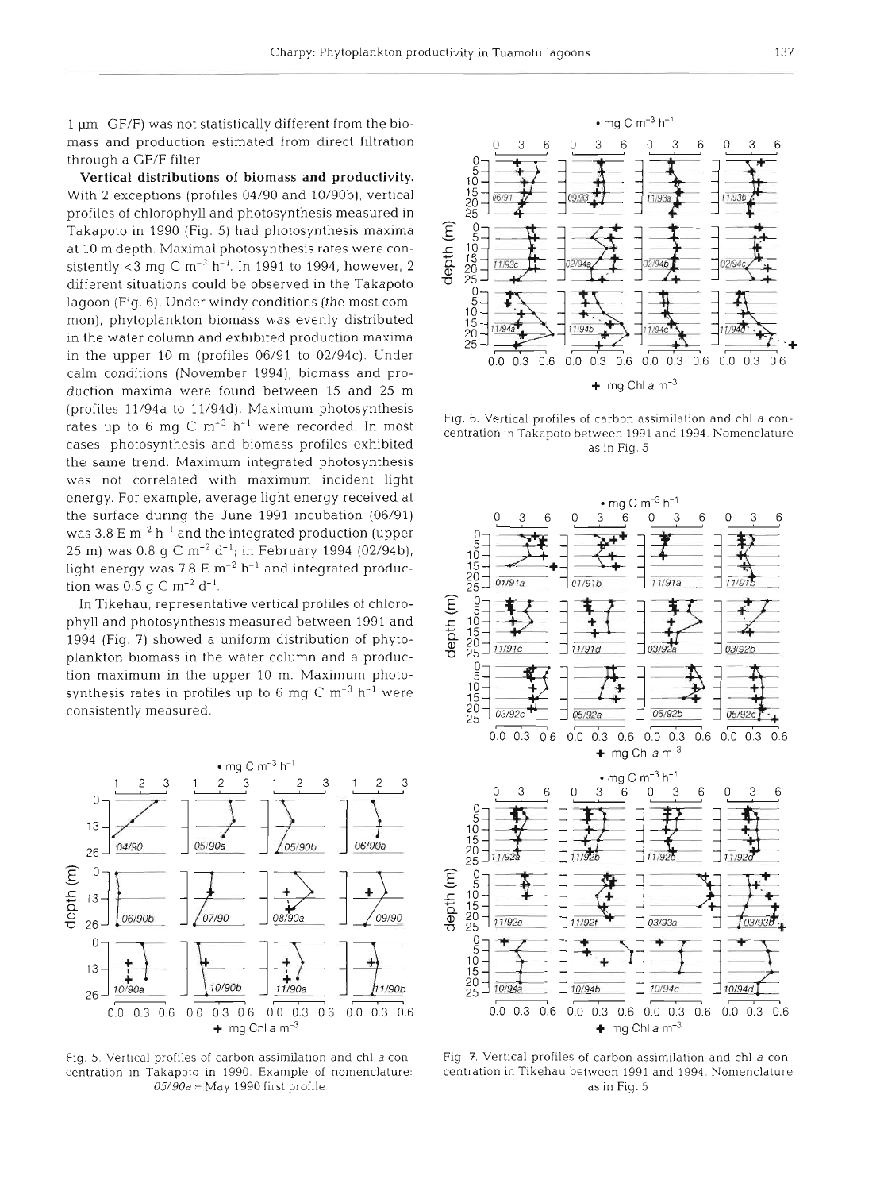1 µm–GF/F) was not statistically different from the biomass and production estimated from direct filtration through a GF/F filter.

**Vertical distributions of biomass and productivity.** With 2 exceptions (profiles 04/90 and 10/90b), vertical profiles of chlorophyll and photosynthesis measured in Takapoto in 1990 (Fig. 5) had photosynthesis maxima at 10 m depth. Maximal photosynthesis rates were consistently <3 mg C $m^{-3}$ $h^{-1}$. In 1991 to 1994, however, 2 different situations could be observed in the Takapoto lagoon (Fig. 6). Under windy conditions (the most common), phytoplankton biomass was evenly distributed in the water column and exhibited production maxima in the upper 10 m (profiles 06/91 to 02/94c). Under calm conditions (November 1994), biomass and production maxima were found between 15 and 25 m (profiles 11/94a to 11/94d). Maximum photosynthesis rates up to 6 mg C $m^{-3}$ $h^{-1}$ were recorded. In most cases, photosynthesis and biomass profiles exhibited the same trend. Maximum integrated photosynthesis was not correlated with maximum incident light energy. For example, average light energy received at the surface during the June 1991 incubation (06/91) was 3.8 E $m^{-2}$ $h^{-1}$ and the integrated production (upper 25 m) was 0.8 g C $m^{-2}$ $d^{-1}$; in February 1994 (02/94b), light energy was 7.8 E $m^{-2}$ $h^{-1}$ and integrated production was 0.5 g C $m^{-2}$ $d^{-1}$.

In Tikehau, representative vertical profiles of chlorophyll and photosynthesis measured between 1991 and 1994 (Fig. 7) showed a uniform distribution of phytoplankton biomass in the water column and a production maximum in the upper 10 m. Maximum photosynthesis rates in profiles up to 6 mg C $m^{-3}$ $h^{-1}$ were consistently measured.

Fig. 5. Vertical profiles of carbon assimilation and chl *a* concentration in Takapoto in 1990. Example of nomenclature: *05/90a* = May 1990 first profile

Fig. 6. Vertical profiles of carbon assimilation and chl *a* concentration in Takapoto between 1991 and 1994. Nomenclature as in Fig. 5

Fig. 7. Vertical profiles of carbon assimilation and chl *a* concentration in Tikehau between 1991 and 1994. Nomenclature as in Fig. 5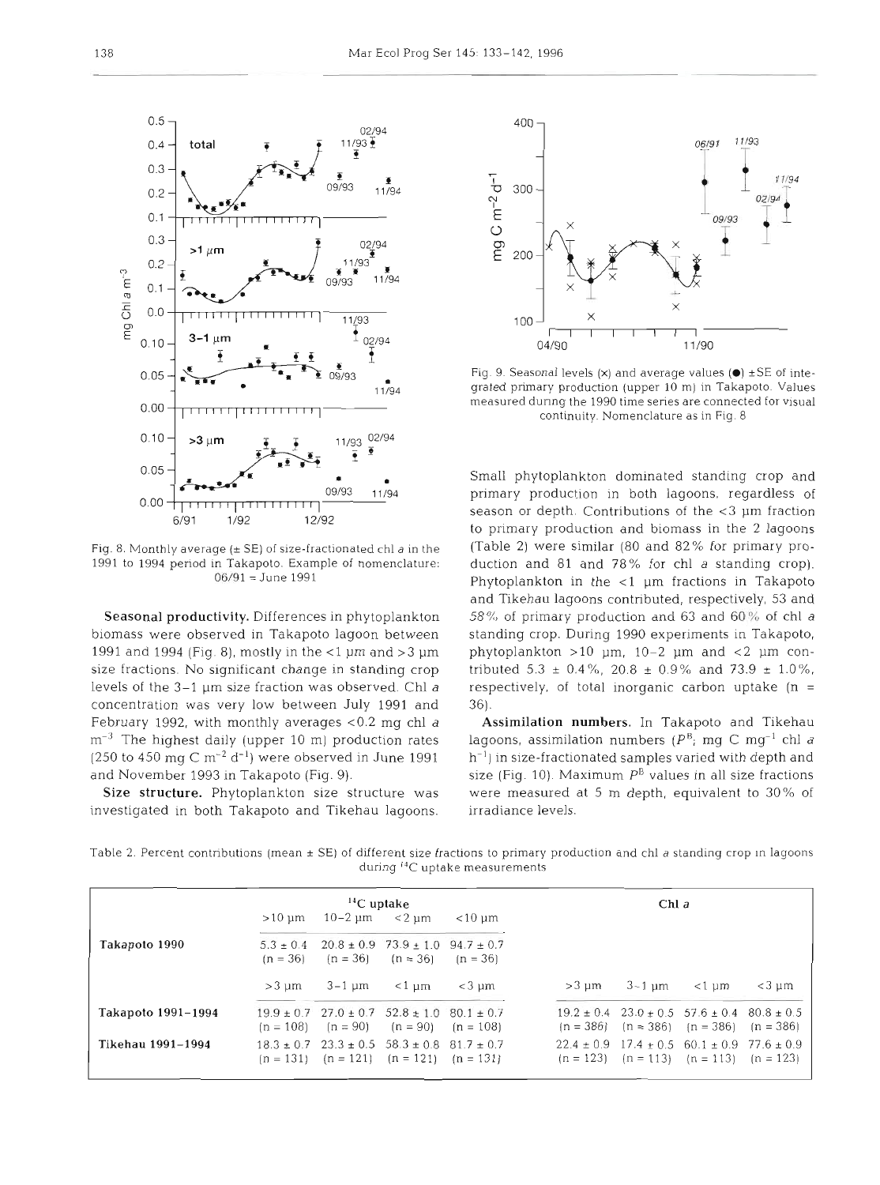Fig. 8. Monthly average (± SE) of size-fractionated chl *a* in the 1991 to 1994 period in Takapoto. Example of nomenclature: 06/91 = June 1991

Fig. 9. Seasonal levels (×) and average values (●) ±SE of integrated primary production (upper 10 m) in Takapoto. Values measured during the 1990 time series are connected for visual continuity. Nomenclature as in Fig. 8

**Seasonal productivity.** Differences in phytoplankton biomass were observed in Takapoto lagoon between 1991 and 1994 (Fig. 8), mostly in the <1 µm and >3 µm size fractions. No significant change in standing crop levels of the 3–1 µm size fraction was observed. Chl *a* concentration was very low between July 1991 and February 1992, with monthly averages <0.2 mg chl *a* $m^{-3}$. The highest daily (upper 10 m) production rates (250 to 450 mg C $m^{-2}$ $d^{-1}$) were observed in June 1991 and November 1993 in Takapoto (Fig. 9).

**Size structure.** Phytoplankton size structure was investigated in both Takapoto and Tikehau lagoons. Small phytoplankton dominated standing crop and primary production in both lagoons, regardless of season or depth. Contributions of the <3 µm fraction to primary production and biomass in the 2 lagoons (Table 2) were similar (80 and 82% for primary production and 81 and 78% for chl *a* standing crop). Phytoplankton in the <1 µm fractions in Takapoto and Tikehau lagoons contributed, respectively, 53 and 58% of primary production and 63 and 60% of chl *a* standing crop. During 1990 experiments in Takapoto, phytoplankton >10 µm, 10–2 µm and <2 µm contributed 5.3 ± 0.4%, 20.8 ± 0.9% and 73.9 ± 1.0%, respectively, of total inorganic carbon uptake (n = 36).

**Assimilation numbers.** In Takapoto and Tikehau lagoons, assimilation numbers ($P^B$; mg C $mg^{-1}$ chl *a* $h^{-1}$) in size-fractionated samples varied with depth and size (Fig. 10). Maximum $P^B$ values in all size fractions were measured at 5 m depth, equivalent to 30% of irradiance levels.

Table 2. Percent contributions (mean ± SE) of different size fractions to primary production and chl *a* standing crop in lagoons during $^{14}C$ uptake measurements

| | $^{14}C$ uptake | | | | Chl *a* | | | |
|---|---|---|---|---|---|---|---|---|
| | >10 µm | 10–2 µm | <2 µm | <10 µm | | | | |
| **Takapoto 1990** | 5.3 ± 0.4 (n = 36) | 20.8 ± 0.9 (n = 36) | 73.9 ± 1.0 (n = 36) | 94.7 ± 0.7 (n = 36) | | | | |
| | >3 µm | 3–1 µm | <1 µm | <3 µm | >3 µm | 3–1 µm | <1 µm | <3 µm |
| **Takapoto 1991–1994** | 19.9 ± 0.7 (n = 108) | 27.0 ± 0.7 (n = 90) | 52.8 ± 1.0 (n = 90) | 80.1 ± 0.7 (n = 108) | 19.2 ± 0.4 (n = 386) | 23.0 ± 0.5 (n = 386) | 57.6 ± 0.4 (n = 386) | 80.8 ± 0.5 (n = 386) |
| **Tikehau 1991–1994** | 18.3 ± 0.7 (n = 131) | 23.3 ± 0.5 (n = 121) | 58.3 ± 0.8 (n = 121) | 81.7 ± 0.7 (n = 131) | 22.4 ± 0.9 (n = 123) | 17.4 ± 0.5 (n = 113) | 60.1 ± 0.9 (n = 113) | 77.6 ± 0.9 (n = 123) |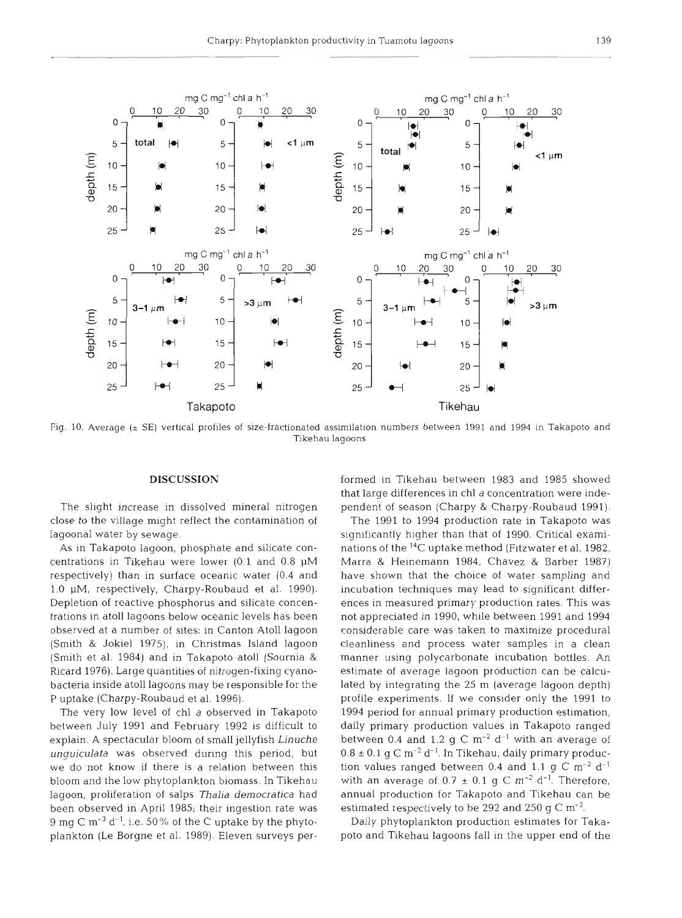Fig. 10. Average (± SE) vertical profiles of size-fractionated assimilation numbers between 1991 and 1994 in Takapoto and Tikehau lagoons

## DISCUSSION

The slight increase in dissolved mineral nitrogen close to the village might reflect the contamination of lagoonal water by sewage.

As in Takapoto lagoon, phosphate and silicate concentrations in Tikehau were lower (0.1 and 0.8 µM respectively) than in surface oceanic water (0.4 and 1.0 µM, respectively, Charpy-Roubaud et al. 1990). Depletion of reactive phosphorus and silicate concentrations in atoll lagoons below oceanic levels has been observed at a number of sites: in Canton Atoll lagoon (Smith & Jokiel 1975), in Christmas Island lagoon (Smith et al. 1984) and in Takapoto atoll (Sournia & Ricard 1976). Large quantities of nitrogen-fixing cyanobacteria inside atoll lagoons may be responsible for the P uptake (Charpy-Roubaud et al. 1996).

The very low level of chl *a* observed in Takapoto between July 1991 and February 1992 is difficult to explain. A spectacular bloom of small jellyfish *Linuche unguiculata* was observed during this period, but we do not know if there is a relation between this bloom and the low phytoplankton biomass. In Tikehau lagoon, proliferation of salps *Thalia democratica* had been observed in April 1985; their ingestion rate was 9 mg C $m^{-3}$ $d^{-1}$, i.e. 50% of the C uptake by the phytoplankton (Le Borgne et al. 1989). Eleven surveys performed in Tikehau between 1983 and 1985 showed that large differences in chl *a* concentration were independent of season (Charpy & Charpy-Roubaud 1991).

The 1991 to 1994 production rate in Takapoto was significantly higher than that of 1990. Critical examinations of the $^{14}C$ uptake method (Fitzwater et al. 1982, Marra & Heinemann 1984, Chavez & Barber 1987) have shown that the choice of water sampling and incubation techniques may lead to significant differences in measured primary production rates. This was not appreciated in 1990, while between 1991 and 1994 considerable care was taken to maximize procedural cleanliness and process water samples in a clean manner using polycarbonate incubation bottles. An estimate of average lagoon production can be calculated by integrating the 25 m (average lagoon depth) profile experiments. If we consider only the 1991 to 1994 period for annual primary production estimation, daily primary production values in Takapoto ranged between 0.4 and 1.2 g C $m^{-2}$ $d^{-1}$ with an average of 0.8 ± 0.1 g C $m^{-2}$ $d^{-1}$. In Tikehau, daily primary production values ranged between 0.4 and 1.1 g C $m^{-2}$ $d^{-1}$ with an average of 0.7 ± 0.1 g C $m^{-2}$ $d^{-1}$. Therefore, annual production for Takapoto and Tikehau can be estimated respectively to be 292 and 250 g C $m^{-2}$.

Daily phytoplankton production estimates for Takapoto and Tikehau lagoons fall in the upper end of the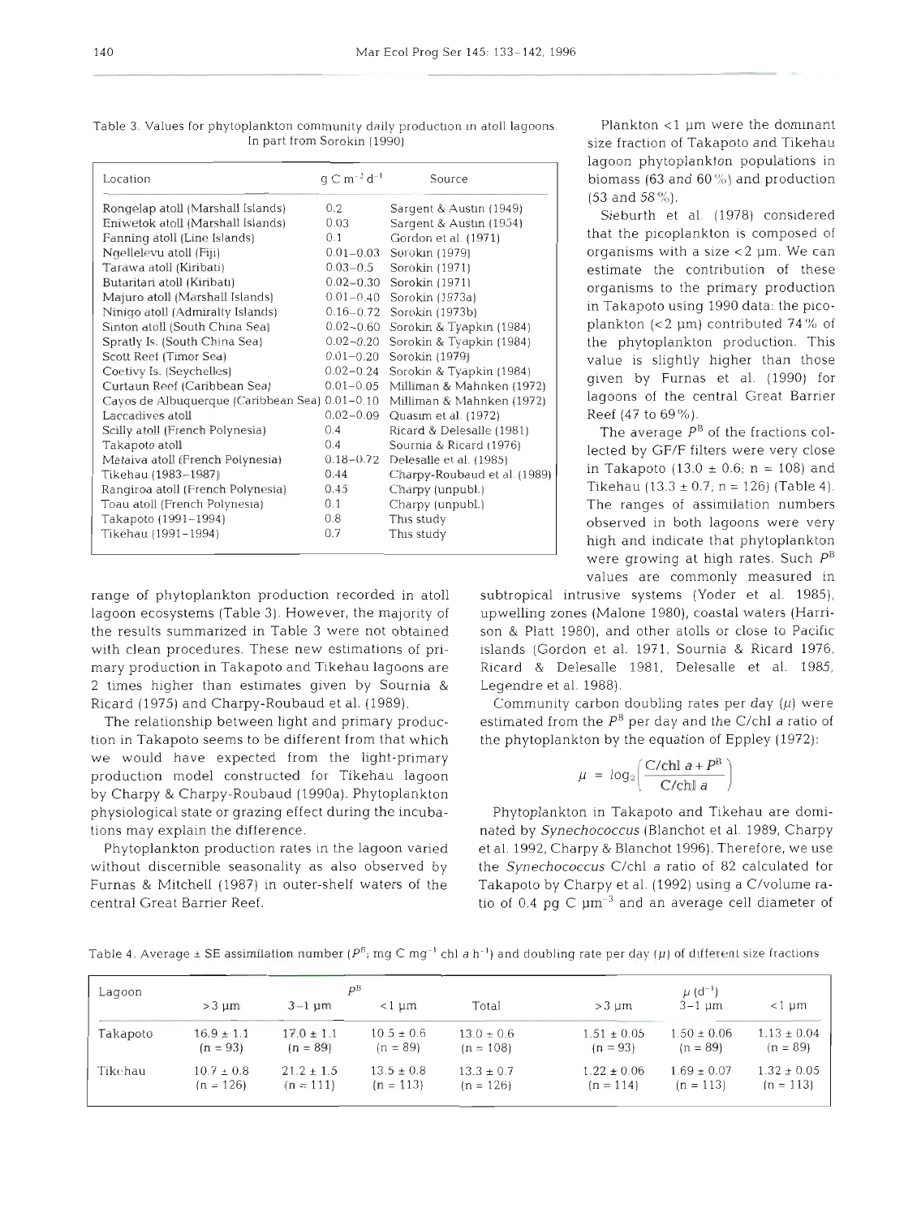Table 3. Values for phytoplankton community daily production in atoll lagoons. In part from Sorokin (1990)

| Location | g C m$^{-2}$ d$^{-1}$ | Source |
|---|---|---|
| Rongelap atoll (Marshall Islands) | 0.2 | Sargent & Austin (1949) |
| Eniwetok atoll (Marshall Islands) | 0.03 | Sargent & Austin (1954) |
| Fanning atoll (Line Islands) | 0.1 | Gordon et al. (1971) |
| Ngellelevu atoll (Fiji) | 0.01–0.03 | Sorokin (1979) |
| Tarawa atoll (Kiribati) | 0.03–0.5 | Sorokin (1971) |
| Butaritari atoll (Kiribati) | 0.02–0.30 | Sorokin (1971) |
| Majuro atoll (Marshall Islands) | 0.01–0.40 | Sorokin (1973a) |
| Ninigo atoll (Admiralty Islands) | 0.16–0.72 | Sorokin (1973b) |
| Sinton atoll (South China Sea) | 0.02–0.60 | Sorokin & Tyapkin (1984) |
| Spratly Is. (South China Sea) | 0.02–0.20 | Sorokin & Tyapkin (1984) |
| Scott Reef (Timor Sea) | 0.01–0.20 | Sorokin (1979) |
| Coetivy Is. (Seychelles) | 0.02–0.24 | Sorokin & Tyapkin (1984) |
| Curtaun Reef (Caribbean Sea) | 0.01–0.05 | Milliman & Mahnken (1972) |
| Cayos de Albuquerque (Caribbean Sea) | 0.01–0.10 | Milliman & Mahnken (1972) |
| Laccadives atoll | 0.02–0.09 | Quasim et al. (1972) |
| Scilly atoll (French Polynesia) | 0.4 | Ricard & Delesalle (1981) |
| Takapoto atoll | 0.4 | Sournia & Ricard (1976) |
| Mataiva atoll (French Polynesia) | 0.18–0.72 | Delesalle et al. (1985) |
| Tikehau (1983–1987) | 0.44 | Charpy-Roubaud et al. (1989) |
| Rangiroa atoll (French Polynesia) | 0.45 | Charpy (unpubl.) |
| Toau atoll (French Polynesia) | 0.1 | Charpy (unpubl.) |
| Takapoto (1991–1994) | 0.8 | This study |
| Tikehau (1991–1994) | 0.7 | This study |

range of phytoplankton production recorded in atoll lagoon ecosystems (Table 3). However, the majority of the results summarized in Table 3 were not obtained with clean procedures. These new estimations of primary production in Takapoto and Tikehau lagoons are 2 times higher than estimates given by Sournia & Ricard (1975) and Charpy-Roubaud et al. (1989).

The relationship between light and primary production in Takapoto seems to be different from that which we would have expected from the light-primary production model constructed for Tikehau lagoon by Charpy & Charpy-Roubaud (1990a). Phytoplankton physiological state or grazing effect during the incubations may explain the difference.

Phytoplankton production rates in the lagoon varied without discernible seasonality as also observed by Furnas & Mitchell (1987) in outer-shelf waters of the central Great Barrier Reef.

Plankton <1 µm were the dominant size fraction of Takapoto and Tikehau lagoon phytoplankton populations in biomass (63 and 60%) and production (53 and 58%).

Sieburth et al. (1978) considered that the picoplankton is composed of organisms with a size <2 µm. We can estimate the contribution of these organisms to the primary production in Takapoto using 1990 data: the picoplankton (<2 µm) contributed 74% of the phytoplankton production. This value is slightly higher than those given by Furnas et al. (1990) for lagoons of the central Great Barrier Reef (47 to 69%).

The average $P^B$ of the fractions collected by GF/F filters were very close in Takapoto (13.0 ± 0.6; n = 108) and Tikehau (13.3 ± 0.7; n = 126) (Table 4). The ranges of assimilation numbers observed in both lagoons were very high and indicate that phytoplankton were growing at high rates. Such $P^B$ values are commonly measured in subtropical intrusive systems (Yoder et al. 1985), upwelling zones (Malone 1980), coastal waters (Harrison & Platt 1980), and other atolls or close to Pacific islands (Gordon et al. 1971, Sournia & Ricard 1976, Ricard & Delesalle 1981, Delesalle et al. 1985, Legendre et al. 1988).

Community carbon doubling rates per day ($\mu$) were estimated from the $P^B$ per day and the C/chl *a* ratio of the phytoplankton by the equation of Eppley (1972):

$$\mu = \log_2\left(\frac{\text{C/chl } a + P^B}{\text{C/chl } a}\right)$$

Phytoplankton in Takapoto and Tikehau are dominated by *Synechococcus* (Blanchot et al. 1989, Charpy et al. 1992, Charpy & Blanchot 1996). Therefore, we use the *Synechococcus* C/chl *a* ratio of 82 calculated for Takapoto by Charpy et al. (1992) using a C/volume ratio of 0.4 pg C µm$^{-3}$ and an average cell diameter of

Table 4. Average ± SE assimilation number ($P^B$; mg C mg$^{-1}$ chl *a* h$^{-1}$) and doubling rate per day ($\mu$) of different size fractions

| Lagoon | $P^B$ | | | | $\mu$ (d$^{-1}$) | | |
|---|---|---|---|---|---|---|---|
| | >3 µm | 3–1 µm | <1 µm | Total | >3 µm | 3–1 µm | <1 µm |
| Takapoto | 16.9 ± 1.1 (n = 93) | 17.0 ± 1.1 (n = 89) | 10.5 ± 0.6 (n = 89) | 13.0 ± 0.6 (n = 108) | 1.51 ± 0.05 (n = 93) | 1.50 ± 0.06 (n = 89) | 1.13 ± 0.04 (n = 89) |
| Tikehau | 10.7 ± 0.8 (n = 126) | 21.2 ± 1.5 (n = 111) | 13.5 ± 0.8 (n = 113) | 13.3 ± 0.7 (n = 126) | 1.22 ± 0.06 (n = 114) | 1.69 ± 0.07 (n = 113) | 1.32 ± 0.05 (n = 113) |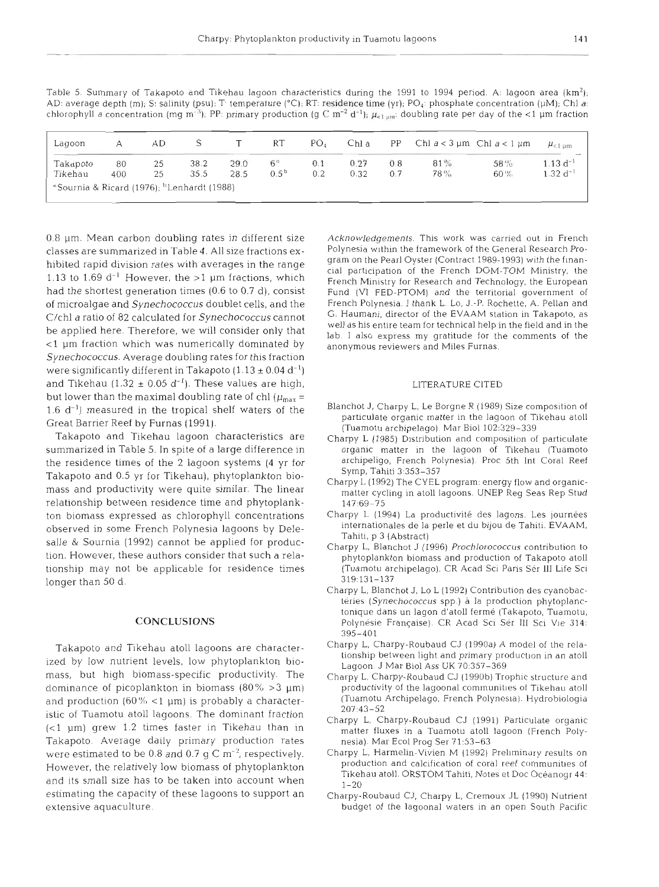Table 5. Summary of Takapoto and Tikehau lagoon characteristics during the 1991 to 1994 period. A: lagoon area (km$^2$); AD: average depth (m); S: salinity (psu); T: temperature (°C); RT: residence time (yr); $PO_4$: phosphate concentration (µM); Chl *a*: chlorophyll *a* concentration (mg m$^{-3}$); PP: primary production (g C m$^{-2}$ d$^{-1}$); $\mu_{<1\,\mu m}$: doubling rate per day of the <1 µm fraction

| Lagoon | A | AD | S | T | RT | $PO_4$ | Chl a | PP | Chl *a* < 3 µm | Chl *a* < 1 µm | $\mu_{<1\,\mu m}$ |
|---|---|---|---|---|---|---|---|---|---|---|---|
| Takapoto | 80 | 25 | 38.2 | 29.0 | 6[a] | 0.1 | 0.27 | 0.8 | 81% | 58% | 1.13 d$^{-1}$ |
| Tikehau | 400 | 25 | 35.5 | 28.5 | 0.5[b] | 0.2 | 0.32 | 0.7 | 78% | 60% | 1.32 d$^{-1}$ |

[a]Sournia & Ricard (1976); [b]Lenhardt (1988)

0.8 µm. Mean carbon doubling rates in different size classes are summarized in Table 4. All size fractions exhibited rapid division rates with averages in the range 1.13 to 1.69 d$^{-1}$. However, the >1 µm fractions, which had the shortest generation times (0.6 to 0.7 d), consist of microalgae and *Synechococcus* doublet cells, and the C/chl *a* ratio of 82 calculated for *Synechococcus* cannot be applied here. Therefore, we will consider only that <1 µm fraction which was numerically dominated by *Synechococcus*. Average doubling rates for this fraction were significantly different in Takapoto (1.13 ± 0.04 d$^{-1}$) and Tikehau (1.32 ± 0.05 d$^{-1}$). These values are high, but lower than the maximal doubling rate of chl ($\mu_{max}$ = 1.6 d$^{-1}$) measured in the tropical shelf waters of the Great Barrier Reef by Furnas (1991).

Takapoto and Tikehau lagoon characteristics are summarized in Table 5. In spite of a large difference in the residence times of the 2 lagoon systems (4 yr for Takapoto and 0.5 yr for Tikehau), phytoplankton biomass and productivity were quite similar. The linear relationship between residence time and phytoplankton biomass expressed as chlorophyll concentrations observed in some French Polynesia lagoons by Delesalle & Sournia (1992) cannot be applied for production. However, these authors consider that such a relationship may not be applicable for residence times longer than 50 d.

## CONCLUSIONS

Takapoto and Tikehau atoll lagoons are characterized by low nutrient levels, low phytoplankton biomass, but high biomass-specific productivity. The dominance of picoplankton in biomass (80% >3 µm) and production (60% <1 µm) is probably a characteristic of Tuamotu atoll lagoons. The dominant fraction (<1 µm) grew 1.2 times faster in Tikehau than in Takapoto. Average daily primary production rates were estimated to be 0.8 and 0.7 g C m$^{-2}$, respectively. However, the relatively low biomass of phytoplankton and its small size has to be taken into account when estimating the capacity of these lagoons to support an extensive aquaculture.

*Acknowledgements.* This work was carried out in French Polynesia within the framework of the General Research Program on the Pearl Oyster (Contract 1989-1993) with the financial participation of the French DOM-TOM Ministry, the French Ministry for Research and Technology, the European Fund (VI FED-PTOM) and the territorial government of French Polynesia. I thank L. Lo, J.-P. Rochette, A. Pellan and G. Haumani, director of the EVAAM station in Takapoto, as well as his entire team for technical help in the field and in the lab. I also express my gratitude for the comments of the anonymous reviewers and Miles Furnas.

## LITERATURE CITED

Blanchot J, Charpy L, Le Borgne R (1989) Size composition of particulate organic matter in the lagoon of Tikehau atoll (Tuamotu archipelago). Mar Biol 102:329–339

Charpy L (1985) Distribution and composition of particulate organic matter in the lagoon of Tikehau (Tuamoto archipeligo, French Polynesia). Proc 5th Int Coral Reef Symp, Tahiti 3:353–357

Charpy L (1992) The CYEL program: energy flow and organic-matter cycling in atoll lagoons. UNEP Reg Seas Rep Stud 147:69–75

Charpy L (1994) La productivité des lagons. Les journées internationales de la perle et du bijou de Tahiti. EVAAM, Tahiti, p 3 (Abstract)

Charpy L, Blanchot J (1996) *Prochlorococcus* contribution to phytoplankton biomass and production of Takapoto atoll (Tuamotu archipelago). CR Acad Sci Paris Sér III Life Sci 319:131–137

Charpy L, Blanchot J, Lo L (1992) Contribution des cyanobactéries (*Synechococcus* spp.) à la production phytoplanctonique dans un lagon d'atoll fermé (Takapoto, Tuamotu, Polynésie Française). CR Acad Sci Sér III Sci Vie 314: 395–401

Charpy L, Charpy-Roubaud CJ (1990a) A model of the relationship between light and primary production in an atoll Lagoon. J Mar Biol Ass UK 70:357–369

Charpy L, Charpy-Roubaud CJ (1990b) Trophic structure and productivity of the lagoonal communities of Tikehau atoll (Tuamotu Archipelago, French Polynesia). Hydrobiologia 207:43–52

Charpy L, Charpy-Roubaud CJ (1991) Particulate organic matter fluxes in a Tuamotu atoll lagoon (French Polynesia). Mar Ecol Prog Ser 71:53–63

Charpy L, Harmelin-Vivien M (1992) Preliminary results on production and calcification of coral reef communities of Tikehau atoll. ORSTOM Tahiti, Notes et Doc Océanogr 44: 1–20

Charpy-Roubaud CJ, Charpy L, Cremoux JL (1990) Nutrient budget of the lagoonal waters in an open South Pacific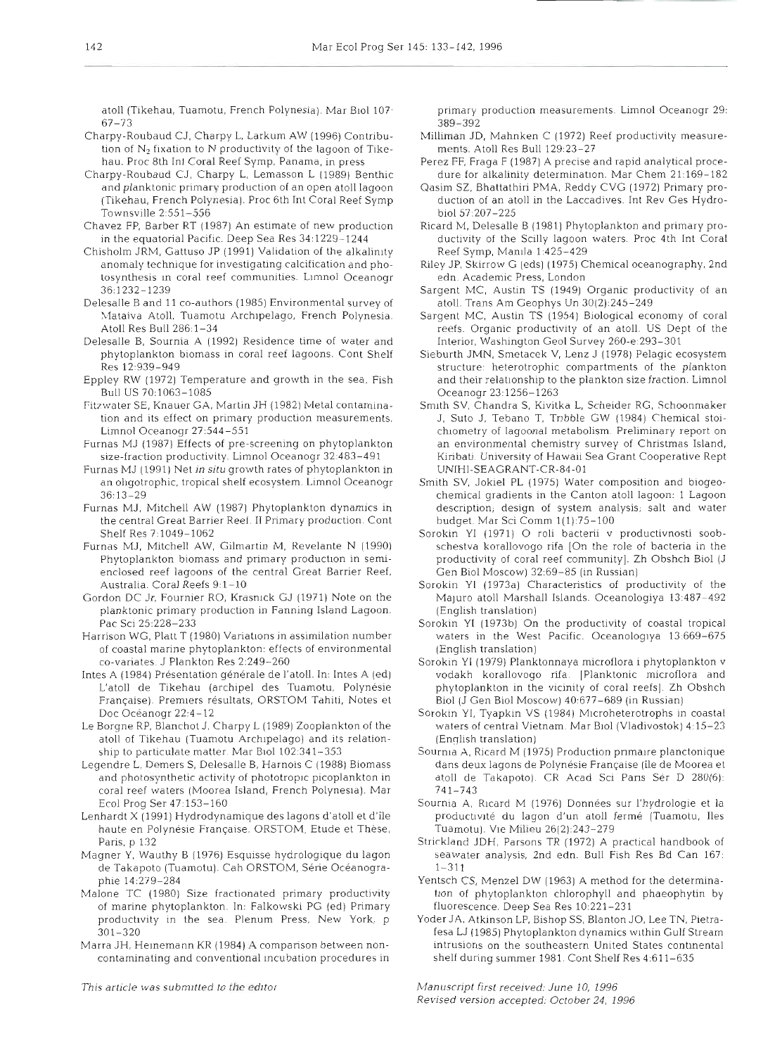atoll (Tikehau, Tuamotu, French Polynesia). Mar Biol 107: 67–73

Charpy-Roubaud CJ, Charpy L, Larkum AW (1996) Contribution of $N_2$ fixation to N productivity of the lagoon of Tikehau. Proc 8th Int Coral Reef Symp, Panama, in press

Charpy-Roubaud CJ, Charpy L, Lemasson L (1989) Benthic and planktonic primary production of an open atoll lagoon (Tikehau, French Polynesia). Proc 6th Int Coral Reef Symp Townsville 2:551–556

Chavez FP, Barber RT (1987) An estimate of new production in the equatorial Pacific. Deep Sea Res 34:1229–1244

Chisholm JRM, Gattuso JP (1991) Validation of the alkalinity anomaly technique for investigating calcification and photosynthesis in coral reef communities. Limnol Oceanogr 36:1232–1239

Delesalle B and 11 co-authors (1985) Environmental survey of Mataiva Atoll, Tuamotu Archipelago, French Polynesia. Atoll Res Bull 286:1–34

Delesalle B, Sournia A (1992) Residence time of water and phytoplankton biomass in coral reef lagoons. Cont Shelf Res 12:939–949

Eppley RW (1972) Temperature and growth in the sea. Fish Bull US 70:1063–1085

Fitzwater SE, Knauer GA, Martin JH (1982) Metal contamination and its effect on primary production measurements. Limnol Oceanogr 27:544–551

Furnas MJ (1987) Effects of pre-screening on phytoplankton size-fraction productivity. Limnol Oceanogr 32:483–491

Furnas MJ (1991) Net *in situ* growth rates of phytoplankton in an oligotrophic, tropical shelf ecosystem. Limnol Oceanogr 36:13–29

Furnas MJ, Mitchell AW (1987) Phytoplankton dynamics in the central Great Barrier Reef. II Primary production. Cont Shelf Res 7:1049–1062

Furnas MJ, Mitchell AW, Gilmartin M, Revelante N (1990) Phytoplankton biomass and primary production in semi-enclosed reef lagoons of the central Great Barrier Reef, Australia. Coral Reefs 9:1–10

Gordon DC Jr, Fournier RO, Krasnick GJ (1971) Note on the planktonic primary production in Fanning Island Lagoon. Pac Sci 25:228–233

Harrison WG, Platt T (1980) Variations in assimilation number of coastal marine phytoplankton: effects of environmental co-variates. J Plankton Res 2:249–260

Intes A (1984) Présentation générale de l'atoll. In: Intes A (ed) L'atoll de Tikehau (archipel des Tuamotu, Polynésie Française). Premiers résultats, ORSTOM Tahiti, Notes et Doc Océanogr 22:4–12

Le Borgne RP, Blanchot J, Charpy L (1989) Zooplankton of the atoll of Tikehau (Tuamotu Archipelago) and its relationship to particulate matter. Mar Biol 102:341–353

Legendre L, Demers S, Delesalle B, Harnois C (1988) Biomass and photosynthetic activity of phototropic picoplankton in coral reef waters (Moorea Island, French Polynesia). Mar Ecol Prog Ser 47:153–160

Lenhardt X (1991) Hydrodynamique des lagons d'atoll et d'île haute en Polynésie Française. ORSTOM, Etude et Thèse, Paris, p 132

Magner Y, Wauthy B (1976) Esquisse hydrologique du lagon de Takapoto (Tuamotu). Cah ORSTOM, Série Océanographie 14:279–284

Malone TC (1980) Size fractionated primary productivity of marine phytoplankton. In: Falkowski PG (ed) Primary productivity in the sea. Plenum Press, New York, p 301–320

Marra JH, Heinemann KR (1984) A comparison between non-contaminating and conventional incubation procedures in primary production measurements. Limnol Oceanogr 29: 389–392

Milliman JD, Mahnken C (1972) Reef productivity measurements. Atoll Res Bull 129:23–27

Perez FF, Fraga F (1987) A precise and rapid analytical procedure for alkalinity determination. Mar Chem 21:169–182

Qasim SZ, Bhattathiri PMA, Reddy CVG (1972) Primary production of an atoll in the Laccadives. Int Rev Ges Hydrobiol 57:207–225

Ricard M, Delesalle B (1981) Phytoplankton and primary productivity of the Scilly lagoon waters. Proc 4th Int Coral Reef Symp, Manila 1:425–429

Riley JP, Skirrow G (eds) (1975) Chemical oceanography, 2nd edn. Academic Press, London

Sargent MC, Austin TS (1949) Organic productivity of an atoll. Trans Am Geophys Un 30(2):245–249

Sargent MC, Austin TS (1954) Biological economy of coral reefs. Organic productivity of an atoll. US Dept of the Interior, Washington Geol Survey 260-e:293–301

Sieburth JMN, Smetacek V, Lenz J (1978) Pelagic ecosystem structure: heterotrophic compartments of the plankton and their relationship to the plankton size fraction. Limnol Oceanogr 23:1256–1263

Smith SV, Chandra S, Kivitka L, Scheider RG, Schoonmaker J, Suto J, Tebano T, Tribble GW (1984) Chemical stoichiometry of lagoonal metabolism. Preliminary report on an environmental chemistry survey of Christmas Island, Kiribati. University of Hawaii Sea Grant Cooperative Rept UNIHI-SEAGRANT-CR-84-01

Smith SV, Jokiel PL (1975) Water composition and biogeochemical gradients in the Canton atoll lagoon: 1 Lagoon description; design of system analysis; salt and water budget. Mar Sci Comm 1(1):75–100

Sorokin YI (1971) O roli bacterii v productivnosti soobschestva korallovogo rifa [On the role of bacteria in the productivity of coral reef community]. Zh Obshch Biol (J Gen Biol Moscow) 32:69–85 (in Russian)

Sorokin YI (1973a) Characteristics of productivity of the Majuro atoll Marshall Islands. Oceanologiya 13:487–492 (English translation)

Sorokin YI (1973b) On the productivity of coastal tropical waters in the West Pacific. Oceanologiya 13:669–675 (English translation)

Sorokin YI (1979) Planktonnaya microflora i phytoplankton v vodakh korallovogo rifa. [Planktonic microflora and phytoplankton in the vicinity of coral reefs]. Zh Obshch Biol (J Gen Biol Moscow) 40:677–689 (in Russian)

Sorokin YI, Tyapkin VS (1984) Microheterotrophs in coastal waters of central Vietnam. Mar Biol (Vladivostok) 4:15–23 (English translation)

Sournia A, Ricard M (1975) Production primaire planctonique dans deux lagons de Polynésie Française (île de Moorea et atoll de Takapoto). CR Acad Sci Paris Sér D 280(6): 741–743

Sournia A, Ricard M (1976) Données sur l'hydrologie et la productivité du lagon d'un atoll fermé (Tuamotu, Iles Tuamotu). Vie Milieu 26(2):243–279

Strickland JDH, Parsons TR (1972) A practical handbook of seawater analysis, 2nd edn. Bull Fish Res Bd Can 167: 1–311

Yentsch CS, Menzel DW (1963) A method for the determination of phytoplankton chlorophyll and phaeophytin by fluorescence. Deep Sea Res 10:221–231

Yoder JA, Atkinson LP, Bishop SS, Blanton JO, Lee TN, Pietrafesa LJ (1985) Phytoplankton dynamics within Gulf Stream intrusions on the southeastern United States continental shelf during summer 1981. Cont Shelf Res 4:611–635

*This article was submitted to the editor*

*Manuscript first received: June 10, 1996*
*Revised version accepted: October 24, 1996*